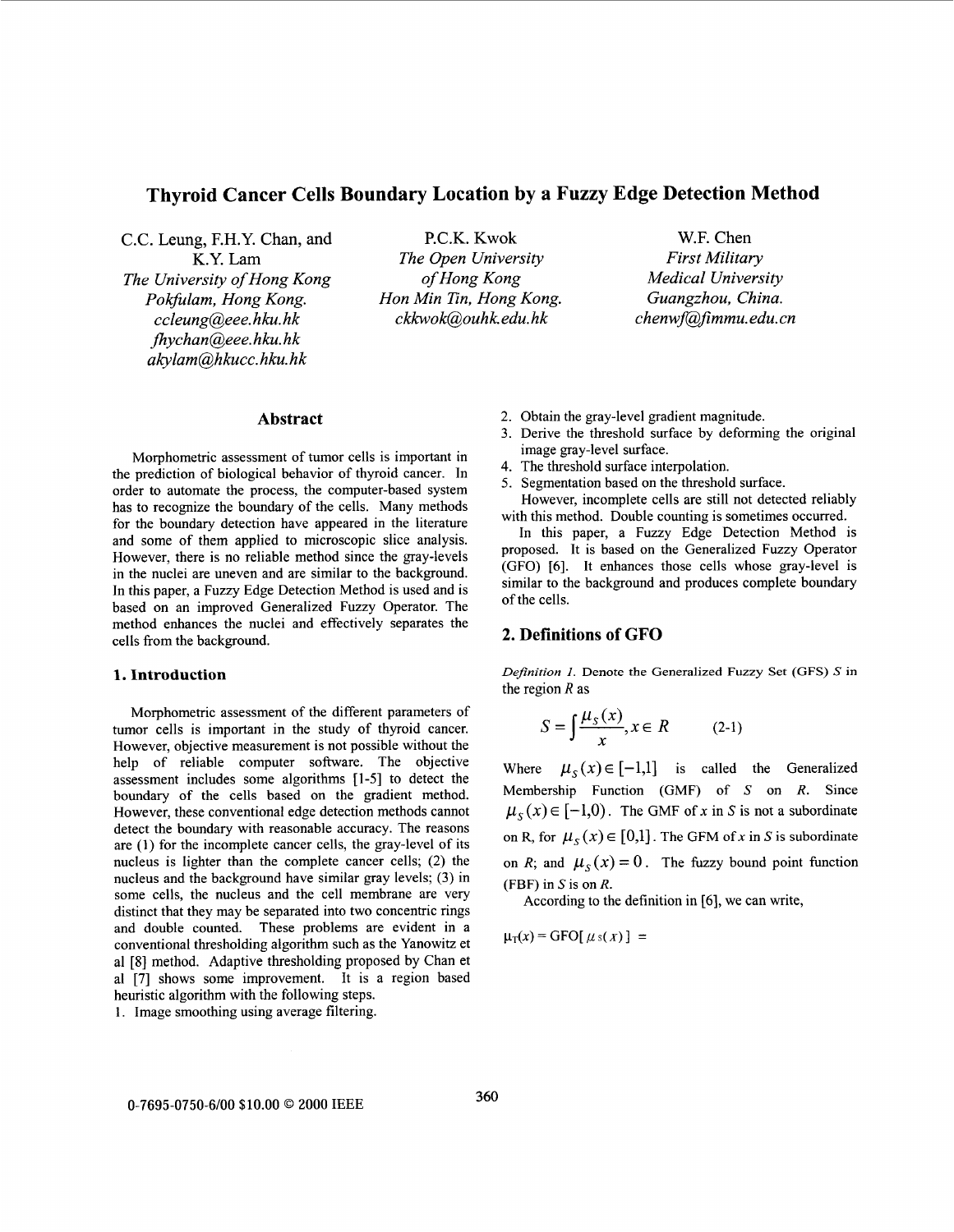# Thyroid Cancer Cells Boundary Location by a Fuzzy Edge Detection Method

C.C. Leung, F.H.Y. Chan, and K.Y. Lam
*The University of Hong Kong*
*Pokfulam, Hong Kong.*
*ccleung@eee.hku.hk*
*fhychan@eee.hku.hk*
*akylam@hkucc.hku.hk*

P.C.K. Kwok
*The Open University of Hong Kong*
*Hon Min Tin, Hong Kong.*
*ckkwok@ouhk.edu.hk*

W.F. Chen
*First Military Medical University*
*Guangzhou, China.*
*chenwf@fimmu.edu.cn*

## Abstract

Morphometric assessment of tumor cells is important in the prediction of biological behavior of thyroid cancer. In order to automate the process, the computer-based system has to recognize the boundary of the cells. Many methods for the boundary detection have appeared in the literature and some of them applied to microscopic slice analysis. However, there is no reliable method since the gray-levels in the nuclei are uneven and are similar to the background. In this paper, a Fuzzy Edge Detection Method is used and is based on an improved Generalized Fuzzy Operator. The method enhances the nuclei and effectively separates the cells from the background.

## 1. Introduction

Morphometric assessment of the different parameters of tumor cells is important in the study of thyroid cancer. However, objective measurement is not possible without the help of reliable computer software. The objective assessment includes some algorithms [1-5] to detect the boundary of the cells based on the gradient method. However, these conventional edge detection methods cannot detect the boundary with reasonable accuracy. The reasons are (1) for the incomplete cancer cells, the gray-level of its nucleus is lighter than the complete cancer cells; (2) the nucleus and the background have similar gray levels; (3) in some cells, the nucleus and the cell membrane are very distinct that they may be separated into two concentric rings and double counted. These problems are evident in a conventional thresholding algorithm such as the Yanowitz et al [8] method. Adaptive thresholding proposed by Chan et al [7] shows some improvement. It is a region based heuristic algorithm with the following steps.

1. Image smoothing using average filtering.
2. Obtain the gray-level gradient magnitude.
3. Derive the threshold surface by deforming the original image gray-level surface.
4. The threshold surface interpolation.
5. Segmentation based on the threshold surface.

However, incomplete cells are still not detected reliably with this method. Double counting is sometimes occurred.

In this paper, a Fuzzy Edge Detection Method is proposed. It is based on the Generalized Fuzzy Operator (GFO) [6]. It enhances those cells whose gray-level is similar to the background and produces complete boundary of the cells.

## 2. Definitions of GFO

*Definition 1.* Denote the Generalized Fuzzy Set (GFS) $S$ in the region $R$ as

$$S = \int \frac{\mu_S(x)}{x}, x \in R \qquad (2\text{-}1)$$

Where $\mu_S(x) \in [-1,1]$ is called the Generalized Membership Function (GMF) of $S$ on $R$. Since $\mu_S(x) \in [-1,0)$. The GMF of $x$ in $S$ is not a subordinate on R, for $\mu_S(x) \in [0,1]$. The GFM of $x$ in $S$ is subordinate on $R$; and $\mu_S(x) = 0$. The fuzzy bound point function (FBF) in $S$ is on $R$.

According to the definition in [6], we can write,

$\mu_T(x) = \text{GFO}[\mu_S(x)] =$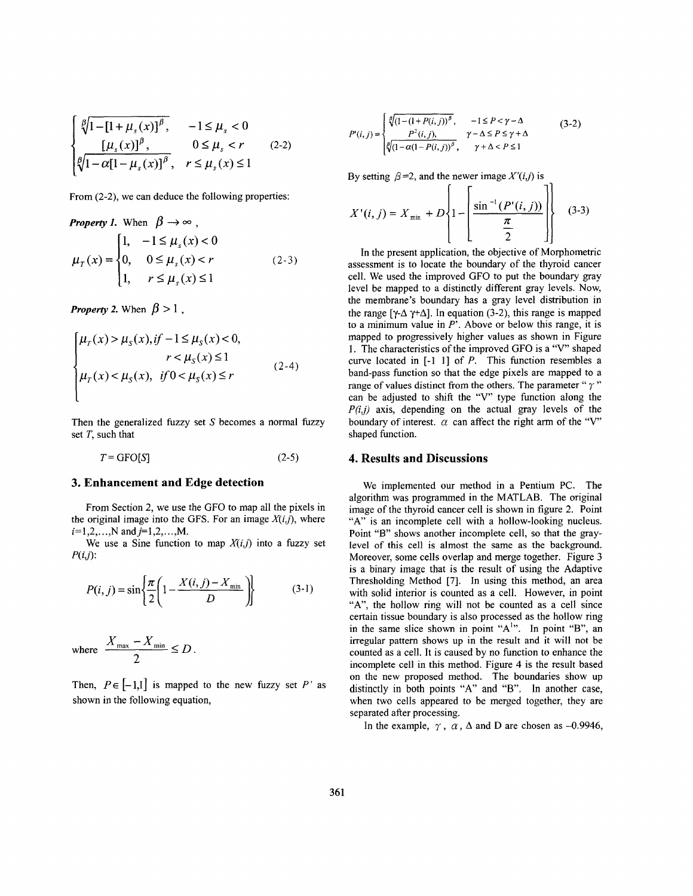$$
\begin{cases}
\sqrt[\beta]{1-[1+\mu_s(x)]^\beta}, & -1 \le \mu_s < 0 \\
[\mu_s(x)]^\beta, & 0 \le \mu_s < r \\
\sqrt[\beta]{1-\alpha[1-\mu_s(x)]^\beta}, & r \le \mu_s(x) \le 1
\end{cases}
\tag{2-2}
$$

From (2-2), we can deduce the following properties:

***Property 1.*** When $\beta \to \infty$,

$$
\mu_T(x) = \begin{cases}
1, & -1 \le \mu_s(x) < 0 \\
0, & 0 \le \mu_s(x) < r \\
1, & r \le \mu_s(x) \le 1
\end{cases}
\tag{2-3}
$$

***Property 2.*** When $\beta > 1$,

$$
\begin{cases}
\mu_T(x) > \mu_S(x), if -1 \le \mu_S(x) < 0, \\
\qquad\qquad r < \mu_S(x) \le 1 \\
\mu_T(x) < \mu_S(x), \quad if 0 < \mu_S(x) \le r
\end{cases}
\tag{2-4}
$$

Then the generalized fuzzy set $S$ becomes a normal fuzzy set $T$, such that

$$
T = \text{GFO}[S] \tag{2-5}
$$

## 3. Enhancement and Edge detection

From Section 2, we use the GFO to map all the pixels in the original image into the GFS. For an image $X(i,j)$, where $i$=1,2,...,N and $j$=1,2,...,M.

We use a Sine function to map $X(i,j)$ into a fuzzy set $P(i,j)$:

$$
P(i,j) = \sin\left\{\frac{\pi}{2}\left(1 - \frac{X(i,j) - X_{\min}}{D}\right)\right\} \tag{3-1}
$$

where $\frac{X_{\max} - X_{\min}}{2} \le D$.

Then, $P \in [-1,1]$ is mapped to the new fuzzy set $P'$ as shown in the following equation,

$$
P'(i,j) = \begin{cases}
\sqrt[\beta]{(1-(1+P(i,j))^\beta}, & -1 \le P < \gamma - \Delta \\
P^2(i,j), & \gamma - \Delta \le P \le \gamma + \Delta \\
\sqrt[\beta]{(1-\alpha(1-P(i,j))^\beta}, & \gamma + \Delta < P \le 1
\end{cases}
\tag{3-2}
$$

By setting $\beta$=2, and the newer image $X'(i,j)$ is

$$
X'(i,j) = X_{\min} + D\left\{1 - \left[\frac{\sin^{-1}(P'(i,j))}{\frac{\pi}{2}}\right]\right\} \tag{3-3}
$$

In the present application, the objective of Morphometric assessment is to locate the boundary of the thyroid cancer cell. We used the improved GFO to put the boundary gray level be mapped to a distinctly different gray levels. Now, the membrane's boundary has a gray level distribution in the range [$\gamma$-$\Delta$ $\gamma$+$\Delta$]. In equation (3-2), this range is mapped to a minimum value in P'. Above or below this range, it is mapped to progressively higher values as shown in Figure 1. The characteristics of the improved GFO is a "V" shaped curve located in [-1 1] of $P$. This function resembles a band-pass function so that the edge pixels are mapped to a range of values distinct from the others. The parameter "$\gamma$" can be adjusted to shift the "V" type function along the $P(i,j)$ axis, depending on the actual gray levels of the boundary of interest. $\alpha$ can affect the right arm of the "V" shaped function.

## 4. Results and Discussions

We implemented our method in a Pentium PC. The algorithm was programmed in the MATLAB. The original image of the thyroid cancer cell is shown in figure 2. Point "A" is an incomplete cell with a hollow-looking nucleus. Point "B" shows another incomplete cell, so that the gray-level of this cell is almost the same as the background. Moreover, some cells overlap and merge together. Figure 3 is a binary image that is the result of using the Adaptive Thresholding Method [7]. In using this method, an area with solid interior is counted as a cell. However, in point "A", the hollow ring will not be counted as a cell since certain tissue boundary is also processed as the hollow ring in the same slice shown in point "A'". In point "B", an irregular pattern shows up in the result and it will not be counted as a cell. It is caused by no function to enhance the incomplete cell in this method. Figure 4 is the result based on the new proposed method. The boundaries show up distinctly in both points "A" and "B". In another case, when two cells appeared to be merged together, they are separated after processing.

In the example, $\gamma$, $\alpha$, $\Delta$ and D are chosen as -0.9946,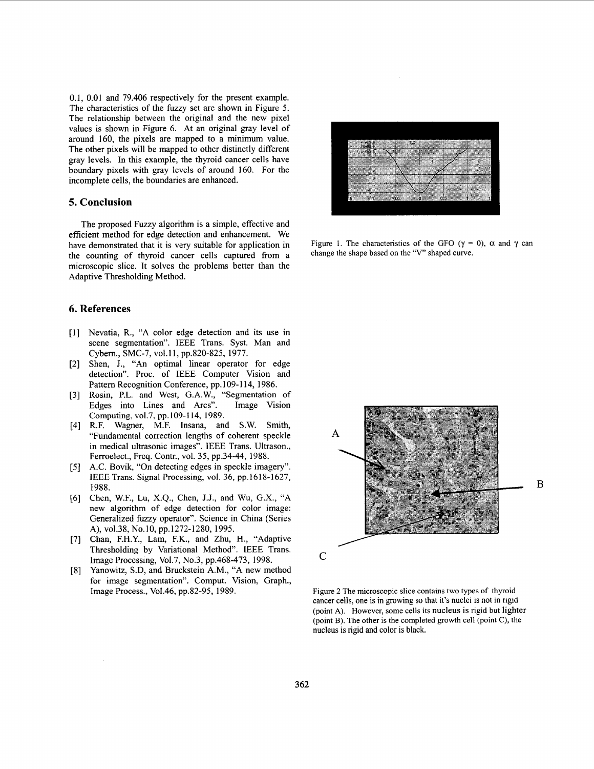0.1, 0.01 and 79.406 respectively for the present example. The characteristics of the fuzzy set are shown in Figure 5. The relationship between the original and the new pixel values is shown in Figure 6. At an original gray level of around 160, the pixels are mapped to a minimum value. The other pixels will be mapped to other distinctly different gray levels. In this example, the thyroid cancer cells have boundary pixels with gray levels of around 160. For the incomplete cells, the boundaries are enhanced.

## 5. Conclusion

The proposed Fuzzy algorithm is a simple, effective and efficient method for edge detection and enhancement. We have demonstrated that it is very suitable for application in the counting of thyroid cancer cells captured from a microscopic slice. It solves the problems better than the Adaptive Thresholding Method.

## 6. References

[1] Nevatia, R., "A color edge detection and its use in scene segmentation". IEEE Trans. Syst. Man and Cybern., SMC-7, vol.11, pp.820-825, 1977.

[2] Shen, J., "An optimal linear operator for edge detection". Proc. of IEEE Computer Vision and Pattern Recognition Conference, pp.109-114, 1986.

[3] Rosin, P.L. and West, G.A.W., "Segmentation of Edges into Lines and Arcs". Image Vision Computing, vol.7, pp.109-114, 1989.

[4] R.F. Wagner, M.F. Insana, and S.W. Smith, "Fundamental correction lengths of coherent speckle in medical ultrasonic images". IEEE Trans. Ultrason., Ferroelect., Freq. Contr., vol. 35, pp.34-44, 1988.

[5] A.C. Bovik, "On detecting edges in speckle imagery". IEEE Trans. Signal Processing, vol. 36, pp.1618-1627, 1988.

[6] Chen, W.F., Lu, X.Q., Chen, J.J., and Wu, G.X., "A new algorithm of edge detection for color image: Generalized fuzzy operator". Science in China (Series A), vol.38, No.10, pp.1272-1280, 1995.

[7] Chan, F.H.Y., Lam, F.K., and Zhu, H., "Adaptive Thresholding by Variational Method". IEEE Trans. Image Processing, Vol.7, No.3, pp.468-473, 1998.

[8] Yanowitz, S.D, and Bruckstein A.M., "A new method for image segmentation". Comput. Vision, Graph., Image Process., Vol.46, pp.82-95, 1989.

Figure 1. The characteristics of the GFO ($\gamma = 0$), $\alpha$ and $\gamma$ can change the shape based on the "V" shaped curve.

Figure 2 The microscopic slice contains two types of thyroid cancer cells, one is in growing so that it's nuclei is not in rigid (point A). However, some cells its nucleus is rigid but lighter (point B). The other is the completed growth cell (point C), the nucleus is rigid and color is black.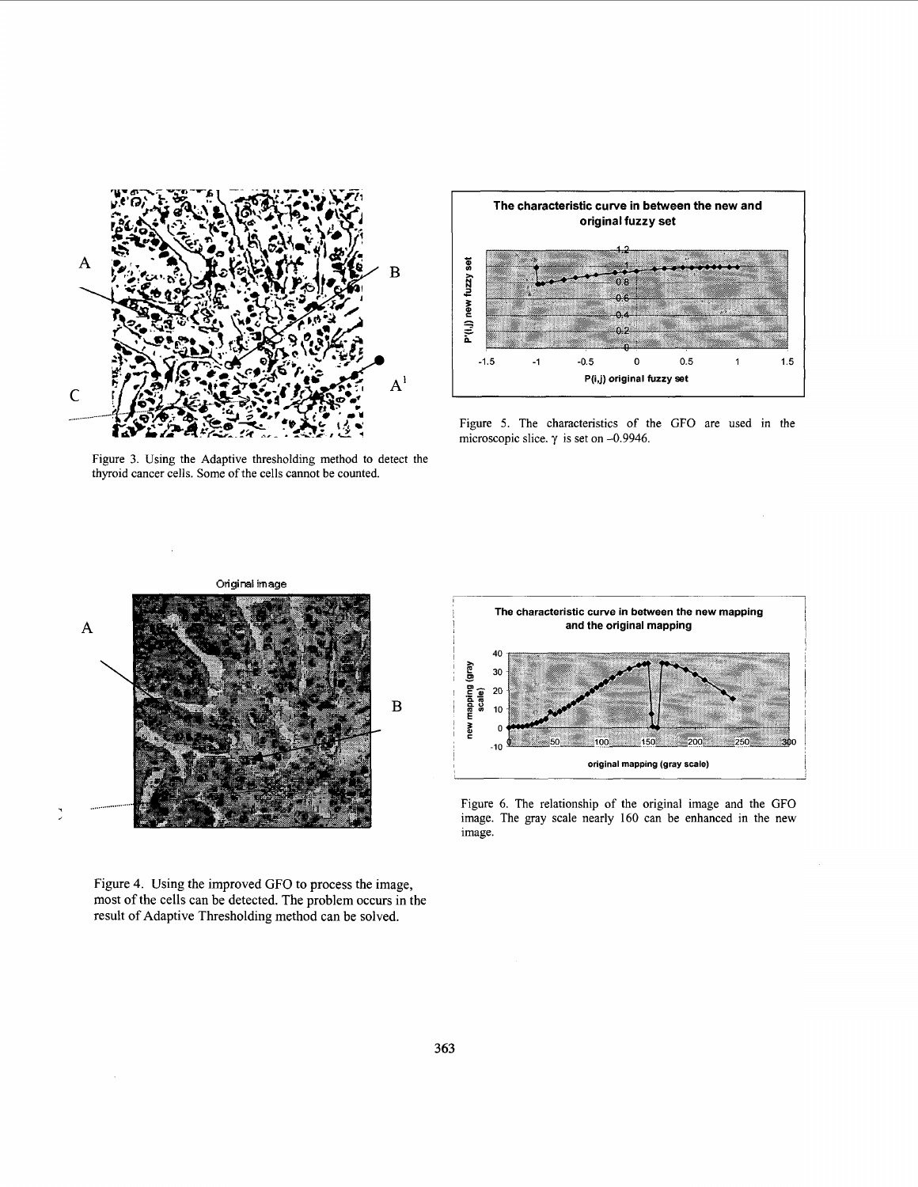A

B

C

$A^1$

Figure 3. Using the Adaptive thresholding method to detect the thyroid cancer cells. Some of the cells cannot be counted.

The characteristic curve in between the new and original fuzzy set

P'(i,j) new fuzzy set

P(i,j) original fuzzy set

-1.5 -1 -0.5 0 0.5 1 1.5

0 0.2 0.4 0.6 0.8 1 1.2

Figure 5. The characteristics of the GFO are used in the microscopic slice. $\gamma$ is set on $-0.9946$.

Original image

A

B

Figure 4. Using the improved GFO to process the image, most of the cells can be detected. The problem occurs in the result of Adaptive Thresholding method can be solved.

The characteristic curve in between the new mapping and the original mapping

new mapping (gray scale)

original mapping (gray scale)

-10 0 10 20 30 40

0 50 100 150 200 250 300

Figure 6. The relationship of the original image and the GFO image. The gray scale nearly 160 can be enhanced in the new image.